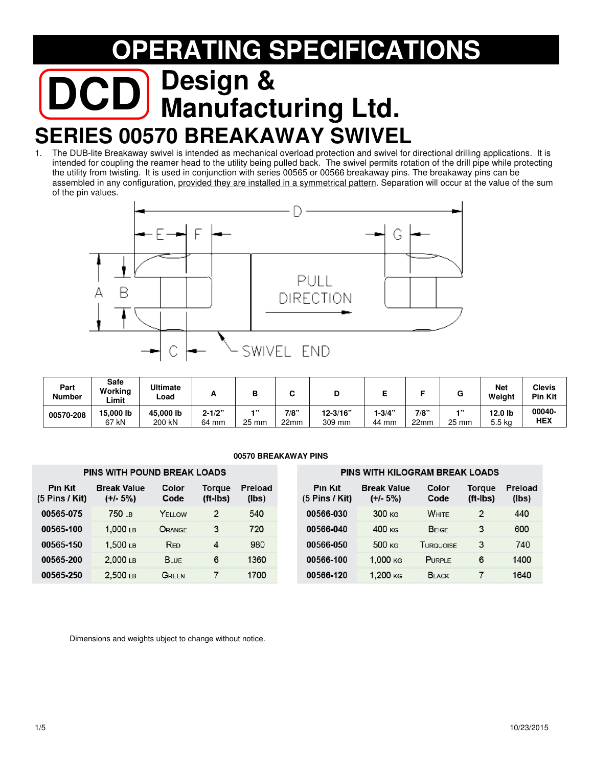# OPERATING SPECIFICATIONS

**DCD Design & Manufacturing Ltd.**

# SERIES 00570 BREAKAWAY SWIVEL

1. The DUB-lite Breakaway swivel is intended as mechanical overload protection and swivel for directional drilling applications. It is intended for coupling the reamer head to the utility being pulled back. The swivel permits rotation of the drill pipe while protecting the utility from twisting. It is used in conjunction with series 00565 or 00566 breakaway pins. The breakaway pins can be assembled in any configuration, provided they are installed in a symmetrical pattern. Separation will occur at the value of the sum of the pin values.

| Part Number | Safe Working Limit | Ultimate Load | A | B | C | D | E | F | G | Net Weight | Clevis Pin Kit |
|---|---|---|---|---|---|---|---|---|---|---|---|
| 00570-208 | 15,000 lb 67 kN | 45,000 lb 200 kN | 2-1/2" 64 mm | 1" 25 mm | 7/8" 22mm | 12-3/16" 309 mm | 1-3/4" 44 mm | 7/8" 22mm | 1" 25 mm | 12.0 lb 5.5 kg | 00040-HEX |

**00570 BREAKAWAY PINS**

**PINS WITH POUND BREAK LOADS**

| Pin Kit (5 Pins / Kit) | Break Value (+/- 5%) | Color Code | Torque (ft-lbs) | Preload (lbs) |
|---|---|---|---|---|
| 00565-075 | 750 LB | YELLOW | 2 | 540 |
| 00565-100 | 1,000 LB | ORANGE | 3 | 720 |
| 00565-150 | 1,500 LB | RED | 4 | 980 |
| 00565-200 | 2,000 LB | BLUE | 6 | 1360 |
| 00565-250 | 2,500 LB | GREEN | 7 | 1700 |

**PINS WITH KILOGRAM BREAK LOADS**

| Pin Kit (5 Pins / Kit) | Break Value (+/- 5%) | Color Code | Torque (ft-lbs) | Preload (lbs) |
|---|---|---|---|---|
| 00566-030 | 300 KG | WHITE | 2 | 440 |
| 00566-040 | 400 KG | BEIGE | 3 | 600 |
| 00566-050 | 500 KG | TURQUOISE | 3 | 740 |
| 00566-100 | 1,000 KG | PURPLE | 6 | 1400 |
| 00566-120 | 1,200 KG | BLACK | 7 | 1640 |

Dimensions and weights ubject to change without notice.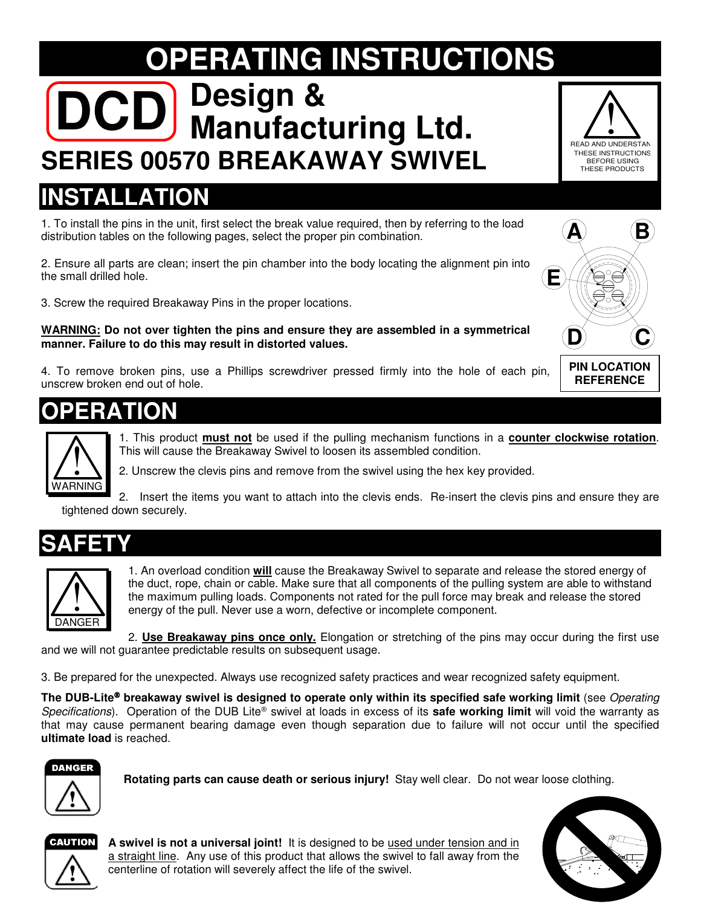# OPERATING INSTRUCTIONS

**DCD Design & Manufacturing Ltd.**

## SERIES 00570 BREAKAWAY SWIVEL

READ AND UNDERSTAND THESE INSTRUCTIONS BEFORE USING THESE PRODUCTS

## INSTALLATION

1. To install the pins in the unit, first select the break value required, then by referring to the load distribution tables on the following pages, select the proper pin combination.

2. Ensure all parts are clean; insert the pin chamber into the body locating the alignment pin into the small drilled hole.

3. Screw the required Breakaway Pins in the proper locations.

**WARNING: Do not over tighten the pins and ensure they are assembled in a symmetrical manner. Failure to do this may result in distorted values.**

4. To remove broken pins, use a Phillips screwdriver pressed firmly into the hole of each pin, unscrew broken end out of hole.

A B E D C

**PIN LOCATION REFERENCE**

## OPERATION

WARNING

1. This product **must not** be used if the pulling mechanism functions in a **counter clockwise rotation**. This will cause the Breakaway Swivel to loosen its assembled condition.

2. Unscrew the clevis pins and remove from the swivel using the hex key provided.

2. Insert the items you want to attach into the clevis ends. Re-insert the clevis pins and ensure they are tightened down securely.

## SAFETY

DANGER

1. An overload condition **will** cause the Breakaway Swivel to separate and release the stored energy of the duct, rope, chain or cable. Make sure that all components of the pulling system are able to withstand the maximum pulling loads. Components not rated for the pull force may break and release the stored energy of the pull. Never use a worn, defective or incomplete component.

2. **Use Breakaway pins once only.** Elongation or stretching of the pins may occur during the first use and we will not guarantee predictable results on subsequent usage.

3. Be prepared for the unexpected. Always use recognized safety practices and wear recognized safety equipment.

**The DUB-Lite® breakaway swivel is designed to operate only within its specified safe working limit** (see *Operating Specifications*). Operation of the DUB Lite® swivel at loads in excess of its **safe working limit** will void the warranty as that may cause permanent bearing damage even though separation due to failure will not occur until the specified **ultimate load** is reached.

DANGER

**Rotating parts can cause death or serious injury!** Stay well clear. Do not wear loose clothing.

CAUTION

**A swivel is not a universal joint!** It is designed to be used under tension and in a straight line. Any use of this product that allows the swivel to fall away from the centerline of rotation will severely affect the life of the swivel.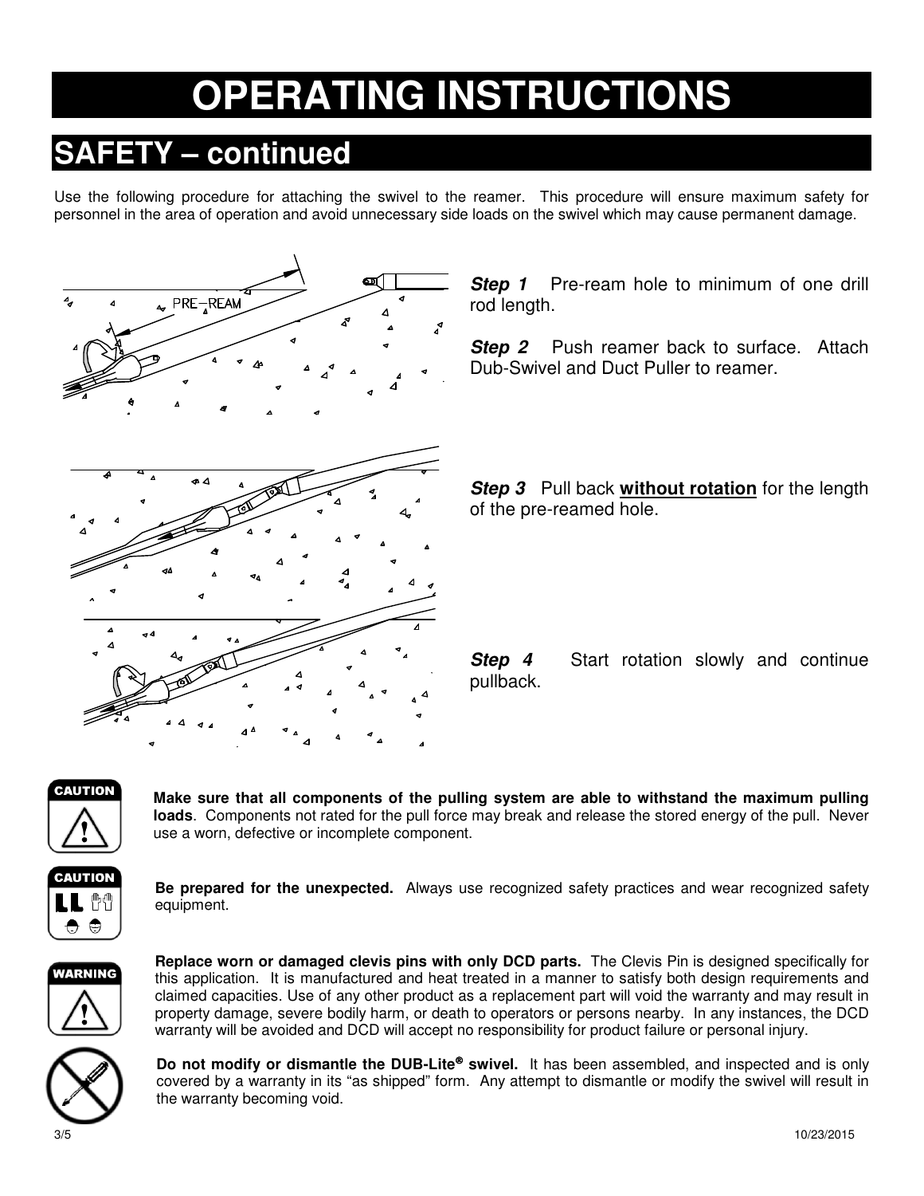# OPERATING INSTRUCTIONS

## SAFETY – continued

Use the following procedure for attaching the swivel to the reamer. This procedure will ensure maximum safety for personnel in the area of operation and avoid unnecessary side loads on the swivel which may cause permanent damage.

***Step 1*** Pre-ream hole to minimum of one drill rod length.

***Step 2*** Push reamer back to surface. Attach Dub-Swivel and Duct Puller to reamer.

***Step 3*** Pull back **without rotation** for the length of the pre-reamed hole.

***Step 4*** Start rotation slowly and continue pullback.

CAUTION

**Make sure that all components of the pulling system are able to withstand the maximum pulling loads**. Components not rated for the pull force may break and release the stored energy of the pull. Never use a worn, defective or incomplete component.

CAUTION

**Be prepared for the unexpected.** Always use recognized safety practices and wear recognized safety equipment.

WARNING

**Replace worn or damaged clevis pins with only DCD parts.** The Clevis Pin is designed specifically for this application. It is manufactured and heat treated in a manner to satisfy both design requirements and claimed capacities. Use of any other product as a replacement part will void the warranty and may result in property damage, severe bodily harm, or death to operators or persons nearby. In any instances, the DCD warranty will be avoided and DCD will accept no responsibility for product failure or personal injury.

**Do not modify or dismantle the DUB-Lite® swivel.** It has been assembled, and inspected and is only covered by a warranty in its "as shipped" form. Any attempt to dismantle or modify the swivel will result in the warranty becoming void.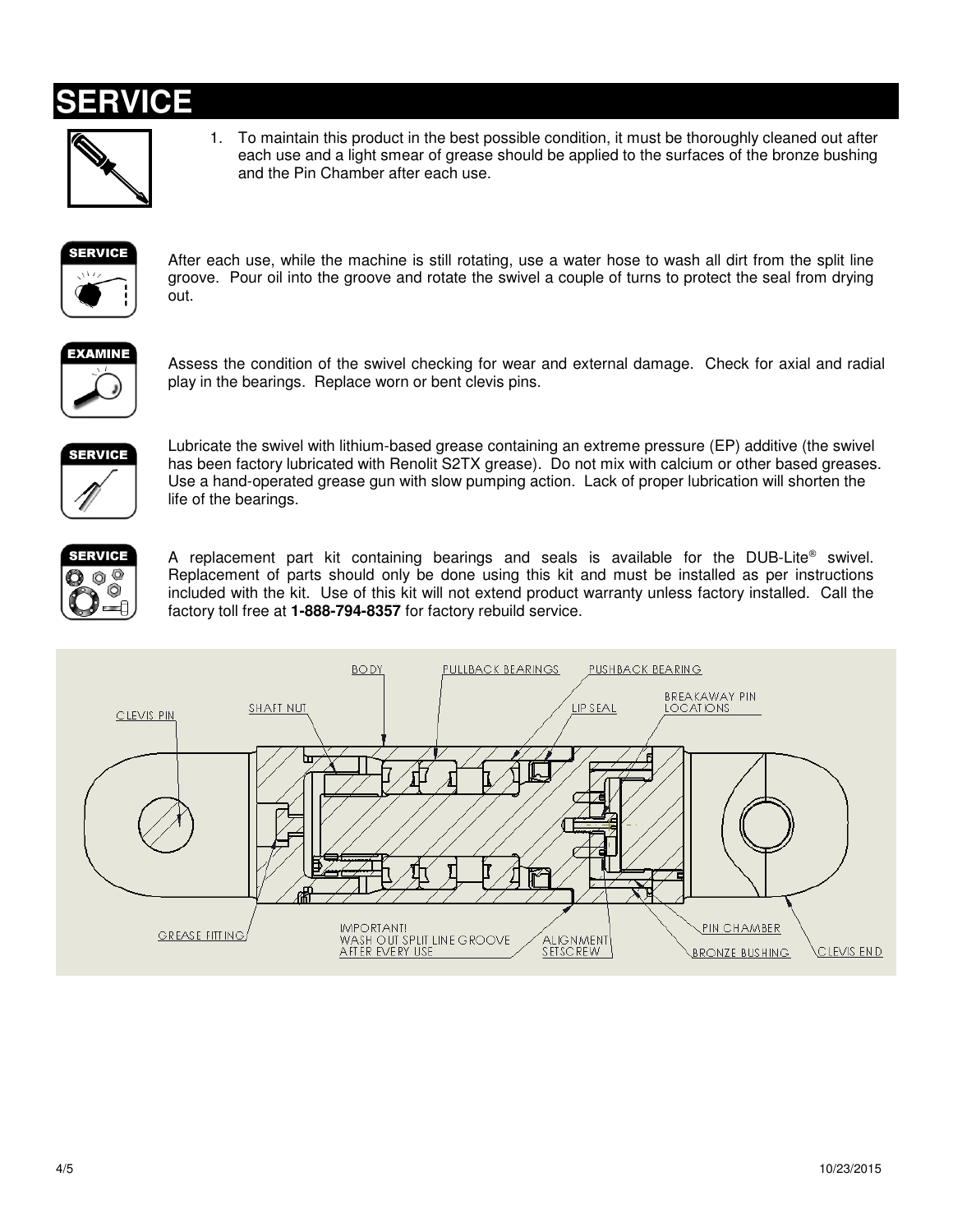# SERVICE

1. To maintain this product in the best possible condition, it must be thoroughly cleaned out after each use and a light smear of grease should be applied to the surfaces of the bronze bushing and the Pin Chamber after each use.

**SERVICE**

After each use, while the machine is still rotating, use a water hose to wash all dirt from the split line groove. Pour oil into the groove and rotate the swivel a couple of turns to protect the seal from drying out.

**EXAMINE**

Assess the condition of the swivel checking for wear and external damage. Check for axial and radial play in the bearings. Replace worn or bent clevis pins.

**SERVICE**

Lubricate the swivel with lithium-based grease containing an extreme pressure (EP) additive (the swivel has been factory lubricated with Renolit S2TX grease). Do not mix with calcium or other based greases. Use a hand-operated grease gun with slow pumping action. Lack of proper lubrication will shorten the life of the bearings.

**SERVICE**

A replacement part kit containing bearings and seals is available for the DUB-Lite® swivel. Replacement of parts should only be done using this kit and must be installed as per instructions included with the kit. Use of this kit will not extend product warranty unless factory installed. Call the factory toll free at **1-888-794-8357** for factory rebuild service.

CLEVIS PIN, SHAFT NUT, BODY, PULLBACK BEARINGS, PUSHBACK BEARING, LIP SEAL, BREAKAWAY PIN LOCATIONS, GREASE FITTING, IMPORTANT! WASH OUT SPLIT LINE GROOVE AFTER EVERY USE, ALIGNMENT SETSCREW, PIN CHAMBER, BRONZE BUSHING, CLEVIS END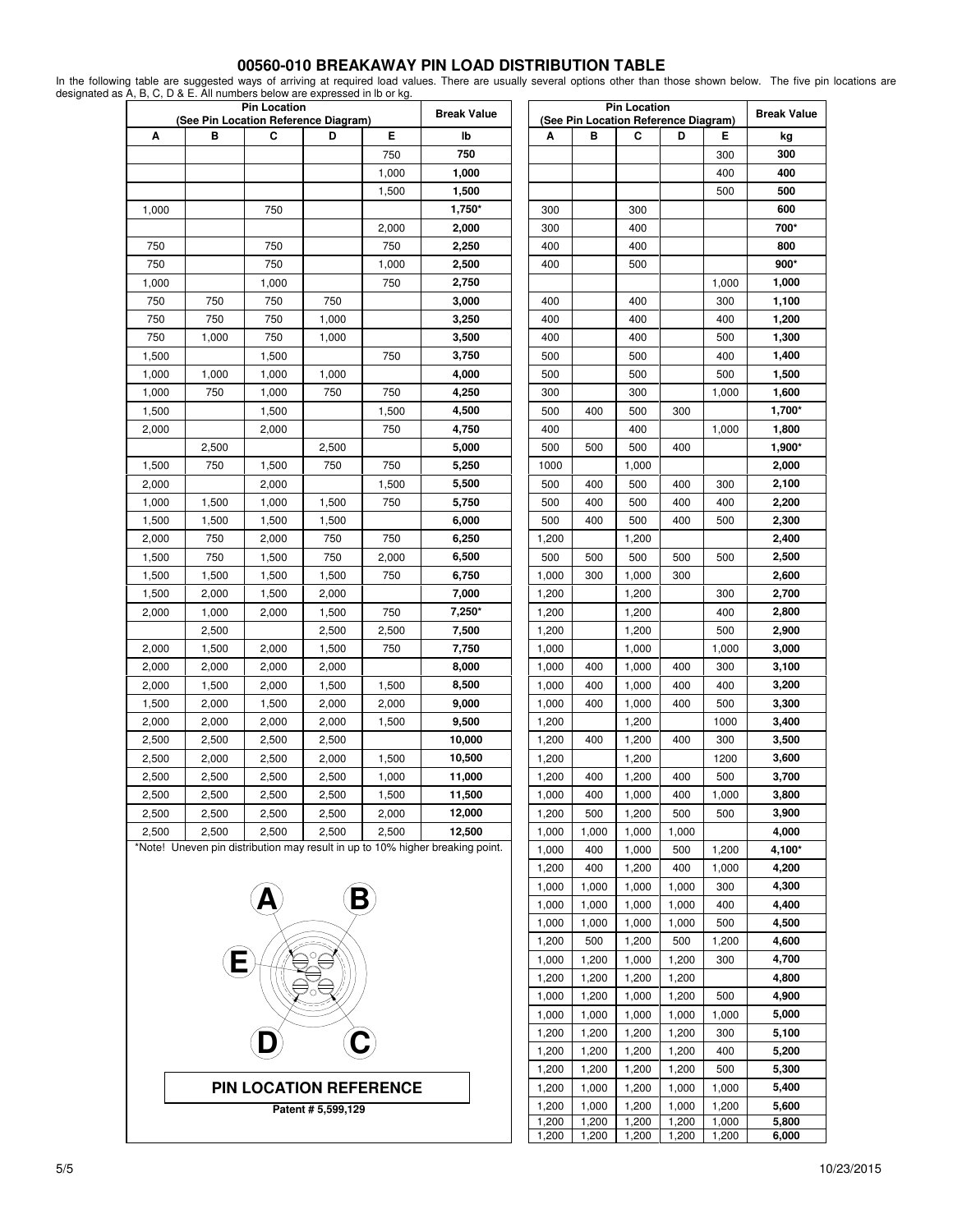# 00560-010 BREAKAWAY PIN LOAD DISTRIBUTION TABLE

In the following table are suggested ways of arriving at required load values. There are usually several options other than those shown below. The five pin locations are designated as A, B, C, D & E. All numbers below are expressed in lb or kg.

| Pin Location (See Pin Location Reference Diagram) | | | | | Break Value |
|---|---|---|---|---|---|
| A | B | C | D | E | lb |
| | | | | 750 | **750** |
| | | | | 1,000 | **1,000** |
| | | | | 1,500 | **1,500** |
| 1,000 | | 750 | | | **1,750*** |
| | | | | 2,000 | **2,000** |
| 750 | | 750 | | 750 | **2,250** |
| 750 | | 750 | | 1,000 | **2,500** |
| 1,000 | | 1,000 | | 750 | **2,750** |
| 750 | 750 | 750 | 750 | | **3,000** |
| 750 | 750 | 750 | 1,000 | | **3,250** |
| 750 | 1,000 | 750 | 1,000 | | **3,500** |
| 1,500 | | 1,500 | | 750 | **3,750** |
| 1,000 | 1,000 | 1,000 | 1,000 | | **4,000** |
| 1,000 | 750 | 1,000 | 750 | 750 | **4,250** |
| 1,500 | | 1,500 | | 1,500 | **4,500** |
| 2,000 | | 2,000 | | 750 | **4,750** |
| | 2,500 | | 2,500 | | **5,000** |
| 1,500 | 750 | 1,500 | 750 | 750 | **5,250** |
| 2,000 | | 2,000 | | 1,500 | **5,500** |
| 1,000 | 1,500 | 1,000 | 1,500 | 750 | **5,750** |
| 1,500 | 1,500 | 1,500 | 1,500 | | **6,000** |
| 2,000 | 750 | 2,000 | 750 | 750 | **6,250** |
| 1,500 | 750 | 1,500 | 750 | 2,000 | **6,500** |
| 1,500 | 1,500 | 1,500 | 1,500 | 750 | **6,750** |
| 1,500 | 2,000 | 1,500 | 2,000 | | **7,000** |
| 2,000 | 1,000 | 2,000 | 1,500 | 750 | **7,250*** |
| | 2,500 | | 2,500 | 2,500 | **7,500** |
| 2,000 | 1,500 | 2,000 | 1,500 | 750 | **7,750** |
| 2,000 | 2,000 | 2,000 | 2,000 | | **8,000** |
| 2,000 | 1,500 | 2,000 | 1,500 | 1,500 | **8,500** |
| 1,500 | 2,000 | 1,500 | 2,000 | 2,000 | **9,000** |
| 2,000 | 2,000 | 2,000 | 2,000 | 1,500 | **9,500** |
| 2,500 | 2,500 | 2,500 | 2,500 | | **10,000** |
| 2,500 | 2,000 | 2,500 | 2,000 | 1,500 | **10,500** |
| 2,500 | 2,500 | 2,500 | 2,500 | 1,000 | **11,000** |
| 2,500 | 2,500 | 2,500 | 2,500 | 1,500 | **11,500** |
| 2,500 | 2,500 | 2,500 | 2,500 | 2,000 | **12,000** |
| 2,500 | 2,500 | 2,500 | 2,500 | 2,500 | **12,500** |

*Note! Uneven pin distribution may result in up to 10% higher breaking point.

A B E D C

**PIN LOCATION REFERENCE**

**Patent # 5,599,129**

| Pin Location (See Pin Location Reference Diagram) | | | | | Break Value |
|---|---|---|---|---|---|
| A | B | C | D | E | kg |
| | | | | 300 | **300** |
| | | | | 400 | **400** |
| | | | | 500 | **500** |
| 300 | | 300 | | | **600** |
| 300 | | 400 | | | **700*** |
| 400 | | 400 | | | **800** |
| 400 | | 500 | | | **900*** |
| | | | | 1,000 | **1,000** |
| 400 | | 400 | | 300 | **1,100** |
| 400 | | 400 | | 400 | **1,200** |
| 400 | | 400 | | 500 | **1,300** |
| 500 | | 500 | | 400 | **1,400** |
| 500 | | 500 | | 500 | **1,500** |
| 300 | | 300 | | 1,000 | **1,600** |
| 500 | 400 | 500 | 300 | | **1,700*** |
| 400 | | 400 | | 1,000 | **1,800** |
| 500 | 500 | 500 | 400 | | **1,900*** |
| 1000 | | 1,000 | | | **2,000** |
| 500 | 400 | 500 | 400 | 300 | **2,100** |
| 500 | 400 | 500 | 400 | 400 | **2,200** |
| 500 | 400 | 500 | 400 | 500 | **2,300** |
| 1,200 | | 1,200 | | | **2,400** |
| 500 | 500 | 500 | 500 | 500 | **2,500** |
| 1,000 | 300 | 1,000 | 300 | | **2,600** |
| 1,200 | | 1,200 | | 300 | **2,700** |
| 1,200 | | 1,200 | | 400 | **2,800** |
| 1,200 | | 1,200 | | 500 | **2,900** |
| 1,000 | | 1,000 | | 1,000 | **3,000** |
| 1,000 | 400 | 1,000 | 400 | 300 | **3,100** |
| 1,000 | 400 | 1,000 | 400 | 400 | **3,200** |
| 1,000 | 400 | 1,000 | 400 | 500 | **3,300** |
| 1,200 | | 1,200 | | 1000 | **3,400** |
| 1,200 | 400 | 1,200 | 400 | 300 | **3,500** |
| 1,200 | | 1,200 | | 1200 | **3,600** |
| 1,200 | 400 | 1,200 | 400 | 500 | **3,700** |
| 1,000 | 400 | 1,000 | 400 | 1,000 | **3,800** |
| 1,200 | 500 | 1,200 | 500 | 500 | **3,900** |
| 1,000 | 1,000 | 1,000 | 1,000 | | **4,000** |
| 1,000 | 400 | 1,000 | 500 | 1,200 | **4,100*** |
| 1,200 | 400 | 1,200 | 400 | 1,000 | **4,200** |
| 1,000 | 1,000 | 1,000 | 1,000 | 300 | **4,300** |
| 1,000 | 1,000 | 1,000 | 1,000 | 400 | **4,400** |
| 1,000 | 1,000 | 1,000 | 1,000 | 500 | **4,500** |
| 1,200 | 500 | 1,200 | 500 | 1,200 | **4,600** |
| 1,000 | 1,200 | 1,000 | 1,200 | 300 | **4,700** |
| 1,200 | 1,200 | 1,200 | 1,200 | | **4,800** |
| 1,000 | 1,200 | 1,000 | 1,200 | 500 | **4,900** |
| 1,000 | 1,000 | 1,000 | 1,000 | 1,000 | **5,000** |
| 1,200 | 1,200 | 1,200 | 1,200 | 300 | **5,100** |
| 1,200 | 1,200 | 1,200 | 1,200 | 400 | **5,200** |
| 1,200 | 1,200 | 1,200 | 1,200 | 500 | **5,300** |
| 1,200 | 1,000 | 1,200 | 1,000 | 1,000 | **5,400** |
| 1,200 | 1,000 | 1,200 | 1,000 | 1,200 | **5,600** |
| 1,200 | 1,200 | 1,200 | 1,200 | 1,000 | **5,800** |
| 1,200 | 1,200 | 1,200 | 1,200 | 1,200 | **6,000** |

10/23/2015